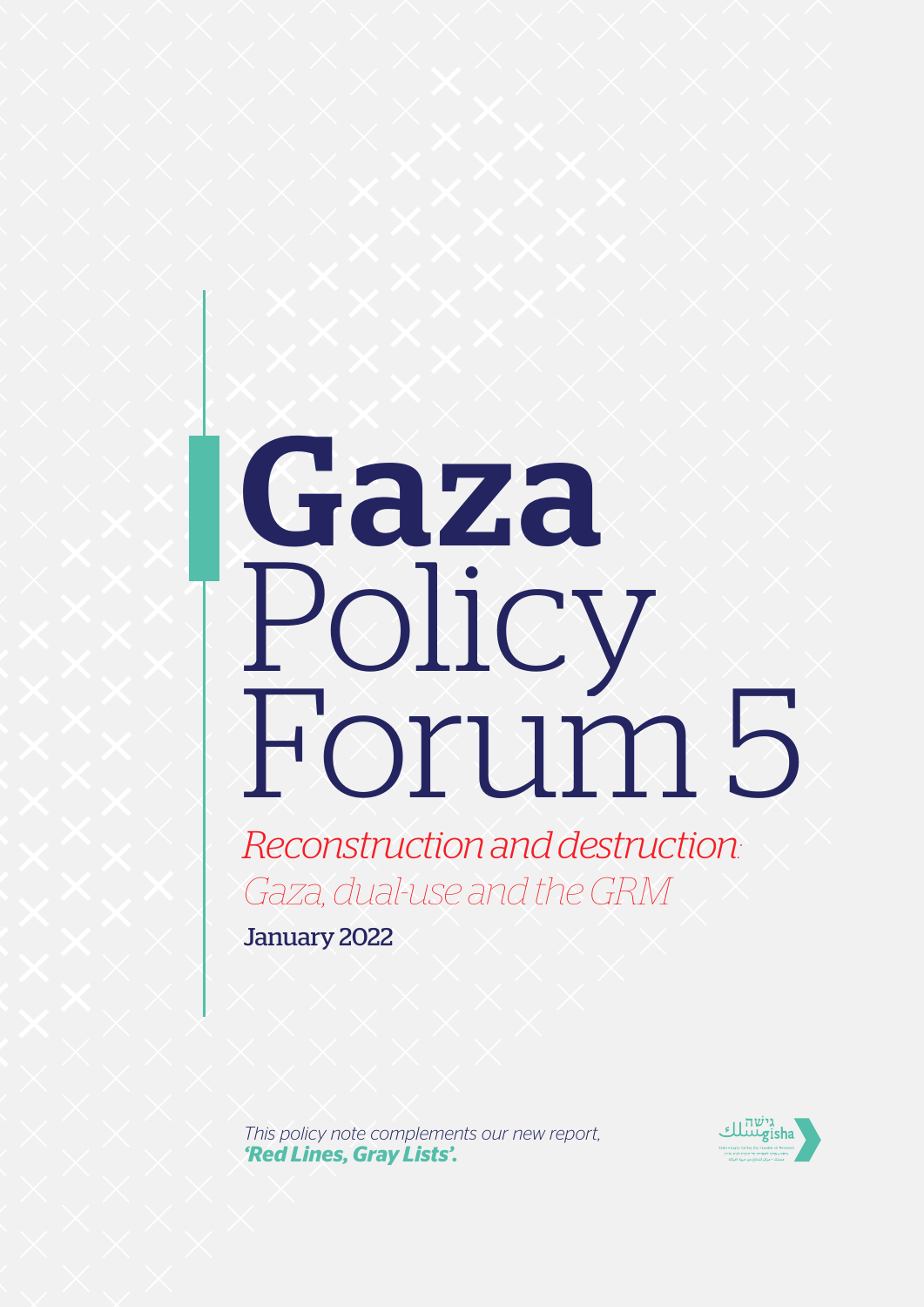# Gaza Policy Forum 5

## *Reconstruction and destruction: Gaza, dual-use and the GRM*

January 2022

*This policy note complements our new report,* ***'Red Lines, Gray Lists'.***

גישה مسلك gisha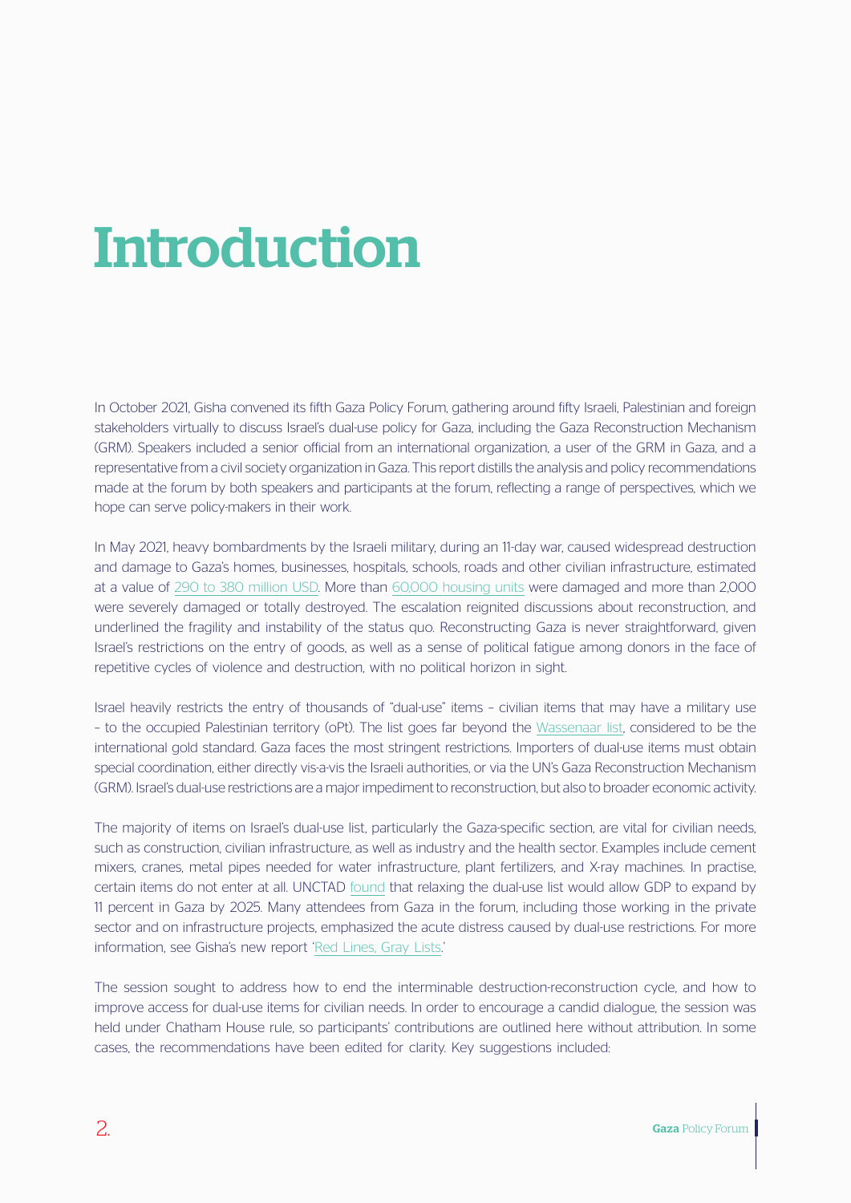# Introduction

In October 2021, Gisha convened its fifth Gaza Policy Forum, gathering around fifty Israeli, Palestinian and foreign stakeholders virtually to discuss Israel's dual-use policy for Gaza, including the Gaza Reconstruction Mechanism (GRM). Speakers included a senior official from an international organization, a user of the GRM in Gaza, and a representative from a civil society organization in Gaza. This report distills the analysis and policy recommendations made at the forum by both speakers and participants at the forum, reflecting a range of perspectives, which we hope can serve policy-makers in their work.

In May 2021, heavy bombardments by the Israeli military, during an 11-day war, caused widespread destruction and damage to Gaza's homes, businesses, hospitals, schools, roads and other civilian infrastructure, estimated at a value of 290 to 380 million USD. More than 60,000 housing units were damaged and more than 2,000 were severely damaged or totally destroyed. The escalation reignited discussions about reconstruction, and underlined the fragility and instability of the status quo. Reconstructing Gaza is never straightforward, given Israel's restrictions on the entry of goods, as well as a sense of political fatigue among donors in the face of repetitive cycles of violence and destruction, with no political horizon in sight.

Israel heavily restricts the entry of thousands of "dual-use" items – civilian items that may have a military use – to the occupied Palestinian territory (oPt). The list goes far beyond the Wassenaar list, considered to be the international gold standard. Gaza faces the most stringent restrictions. Importers of dual-use items must obtain special coordination, either directly vis-a-vis the Israeli authorities, or via the UN's Gaza Reconstruction Mechanism (GRM). Israel's dual-use restrictions are a major impediment to reconstruction, but also to broader economic activity.

The majority of items on Israel's dual-use list, particularly the Gaza-specific section, are vital for civilian needs, such as construction, civilian infrastructure, as well as industry and the health sector. Examples include cement mixers, cranes, metal pipes needed for water infrastructure, plant fertilizers, and X-ray machines. In practise, certain items do not enter at all. UNCTAD found that relaxing the dual-use list would allow GDP to expand by 11 percent in Gaza by 2025. Many attendees from Gaza in the forum, including those working in the private sector and on infrastructure projects, emphasized the acute distress caused by dual-use restrictions. For more information, see Gisha's new report 'Red Lines, Gray Lists.'

The session sought to address how to end the interminable destruction-reconstruction cycle, and how to improve access for dual-use items for civilian needs. In order to encourage a candid dialogue, the session was held under Chatham House rule, so participants' contributions are outlined here without attribution. In some cases, the recommendations have been edited for clarity. Key suggestions included: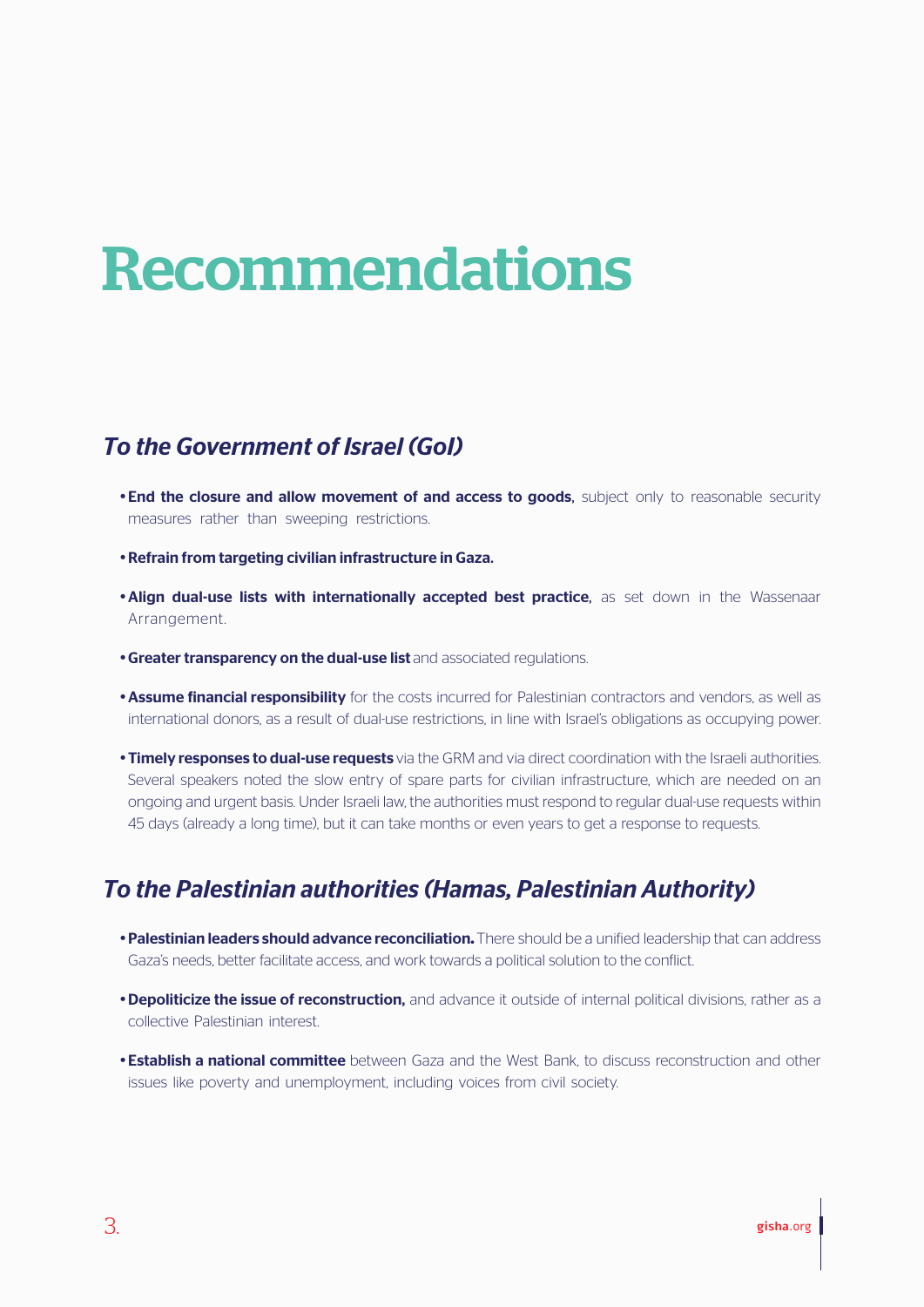# Recommendations

## *To the Government of Israel (GoI)*

- **End the closure and allow movement of and access to goods,** subject only to reasonable security measures rather than sweeping restrictions.
- **Refrain from targeting civilian infrastructure in Gaza.**
- **Align dual-use lists with internationally accepted best practice,** as set down in the Wassenaar Arrangement.
- **Greater transparency on the dual-use list** and associated regulations.
- **Assume financial responsibility** for the costs incurred for Palestinian contractors and vendors, as well as international donors, as a result of dual-use restrictions, in line with Israel's obligations as occupying power.
- **Timely responses to dual-use requests** via the GRM and via direct coordination with the Israeli authorities. Several speakers noted the slow entry of spare parts for civilian infrastructure, which are needed on an ongoing and urgent basis. Under Israeli law, the authorities must respond to regular dual-use requests within 45 days (already a long time), but it can take months or even years to get a response to requests.

## *To the Palestinian authorities (Hamas, Palestinian Authority)*

- **Palestinian leaders should advance reconciliation.** There should be a unified leadership that can address Gaza's needs, better facilitate access, and work towards a political solution to the conflict.
- **Depoliticize the issue of reconstruction,** and advance it outside of internal political divisions, rather as a collective Palestinian interest.
- **Establish a national committee** between Gaza and the West Bank, to discuss reconstruction and other issues like poverty and unemployment, including voices from civil society.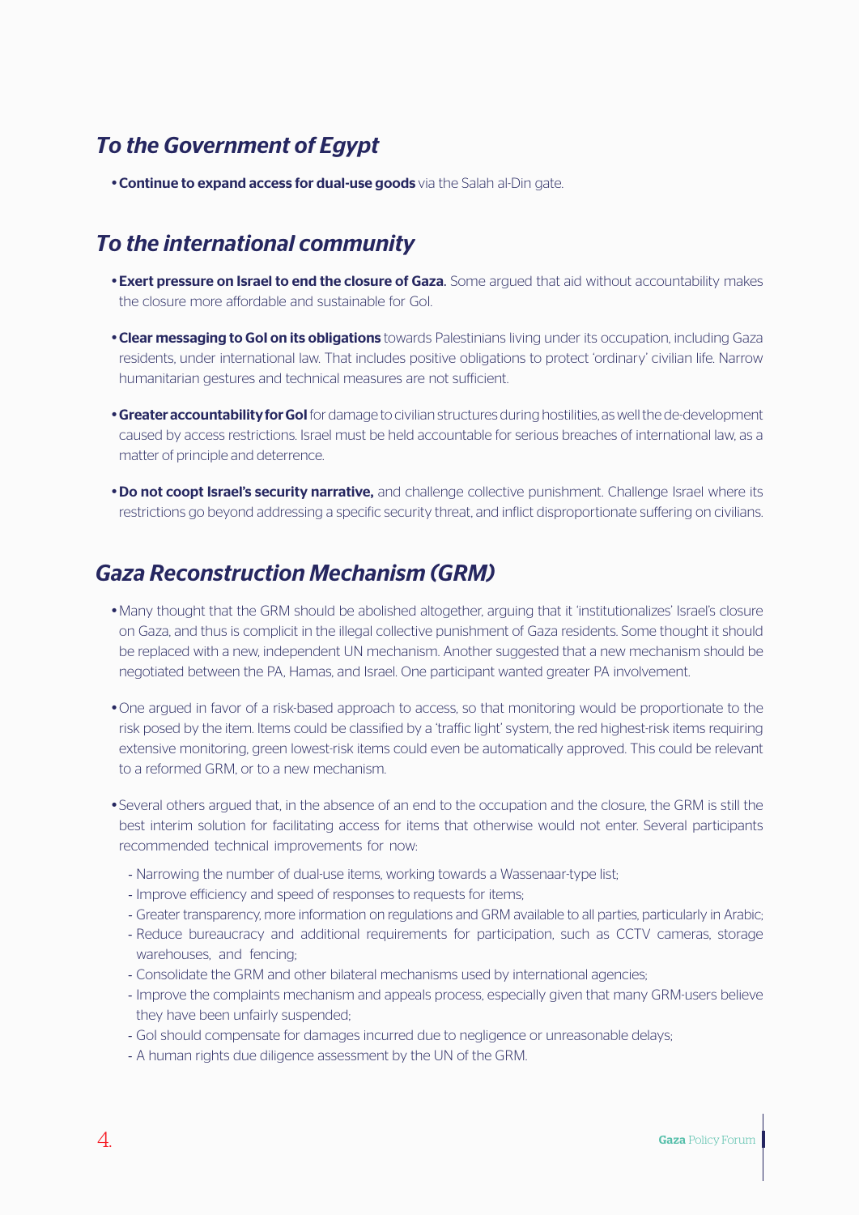## *To the Government of Egypt*

- **Continue to expand access for dual-use goods** via the Salah al-Din gate.

## *To the international community*

- **Exert pressure on Israel to end the closure of Gaza.** Some argued that aid without accountability makes the closure more affordable and sustainable for GoI.
- **Clear messaging to GoI on its obligations** towards Palestinians living under its occupation, including Gaza residents, under international law. That includes positive obligations to protect 'ordinary' civilian life. Narrow humanitarian gestures and technical measures are not sufficient.
- **Greater accountability for GoI** for damage to civilian structures during hostilities, as well the de-development caused by access restrictions. Israel must be held accountable for serious breaches of international law, as a matter of principle and deterrence.
- **Do not coopt Israel's security narrative,** and challenge collective punishment. Challenge Israel where its restrictions go beyond addressing a specific security threat, and inflict disproportionate suffering on civilians.

## *Gaza Reconstruction Mechanism (GRM)*

- Many thought that the GRM should be abolished altogether, arguing that it 'institutionalizes' Israel's closure on Gaza, and thus is complicit in the illegal collective punishment of Gaza residents. Some thought it should be replaced with a new, independent UN mechanism. Another suggested that a new mechanism should be negotiated between the PA, Hamas, and Israel. One participant wanted greater PA involvement.
- One argued in favor of a risk-based approach to access, so that monitoring would be proportionate to the risk posed by the item. Items could be classified by a 'traffic light' system, the red highest-risk items requiring extensive monitoring, green lowest-risk items could even be automatically approved. This could be relevant to a reformed GRM, or to a new mechanism.
- Several others argued that, in the absence of an end to the occupation and the closure, the GRM is still the best interim solution for facilitating access for items that otherwise would not enter. Several participants recommended technical improvements for now:
  - Narrowing the number of dual-use items, working towards a Wassenaar-type list;
  - Improve efficiency and speed of responses to requests for items;
  - Greater transparency, more information on regulations and GRM available to all parties, particularly in Arabic;
  - Reduce bureaucracy and additional requirements for participation, such as CCTV cameras, storage warehouses, and fencing;
  - Consolidate the GRM and other bilateral mechanisms used by international agencies;
  - Improve the complaints mechanism and appeals process, especially given that many GRM-users believe they have been unfairly suspended;
  - GoI should compensate for damages incurred due to negligence or unreasonable delays;
  - A human rights due diligence assessment by the UN of the GRM.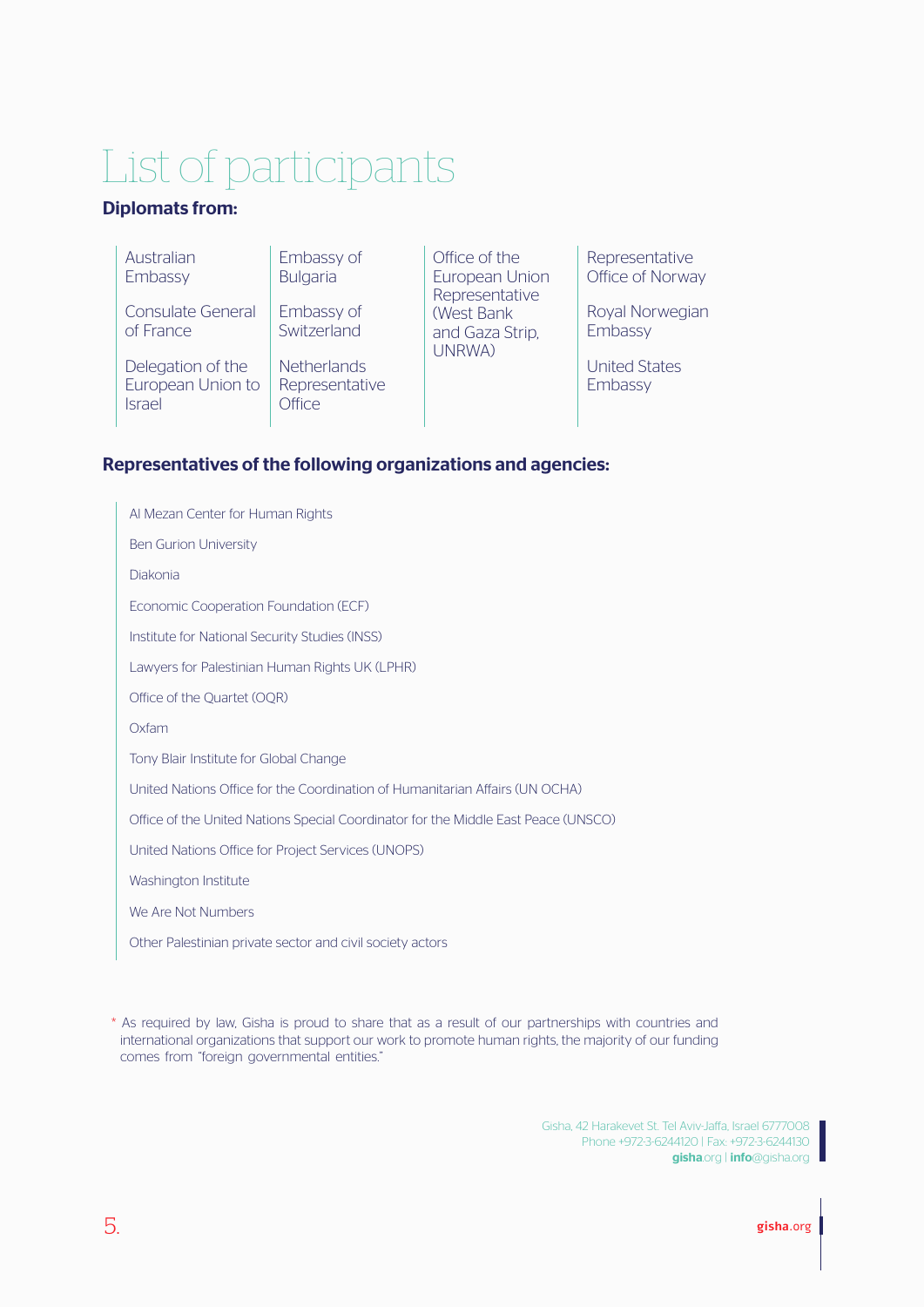# List of participants

**Diplomats from:**

- Australian Embassy
- Consulate General of France
- Delegation of the European Union to Israel
- Embassy of Bulgaria
- Embassy of Switzerland
- Netherlands Representative Office
- Office of the European Union Representative (West Bank and Gaza Strip, UNRWA)
- Representative Office of Norway
- Royal Norwegian Embassy
- United States Embassy

**Representatives of the following organizations and agencies:**

- Al Mezan Center for Human Rights
- Ben Gurion University
- Diakonia
- Economic Cooperation Foundation (ECF)
- Institute for National Security Studies (INSS)
- Lawyers for Palestinian Human Rights UK (LPHR)
- Office of the Quartet (OQR)
- Oxfam
- Tony Blair Institute for Global Change
- United Nations Office for the Coordination of Humanitarian Affairs (UN OCHA)
- Office of the United Nations Special Coordinator for the Middle East Peace (UNSCO)
- United Nations Office for Project Services (UNOPS)
- Washington Institute
- We Are Not Numbers
- Other Palestinian private sector and civil society actors

* As required by law, Gisha is proud to share that as a result of our partnerships with countries and international organizations that support our work to promote human rights, the majority of our funding comes from "foreign governmental entities."

Gisha, 42 Harakevet St. Tel Aviv-Jaffa, Israel 6777008
Phone +972-3-6244120 | Fax: +972-3-6244130
gisha.org | info@gisha.org